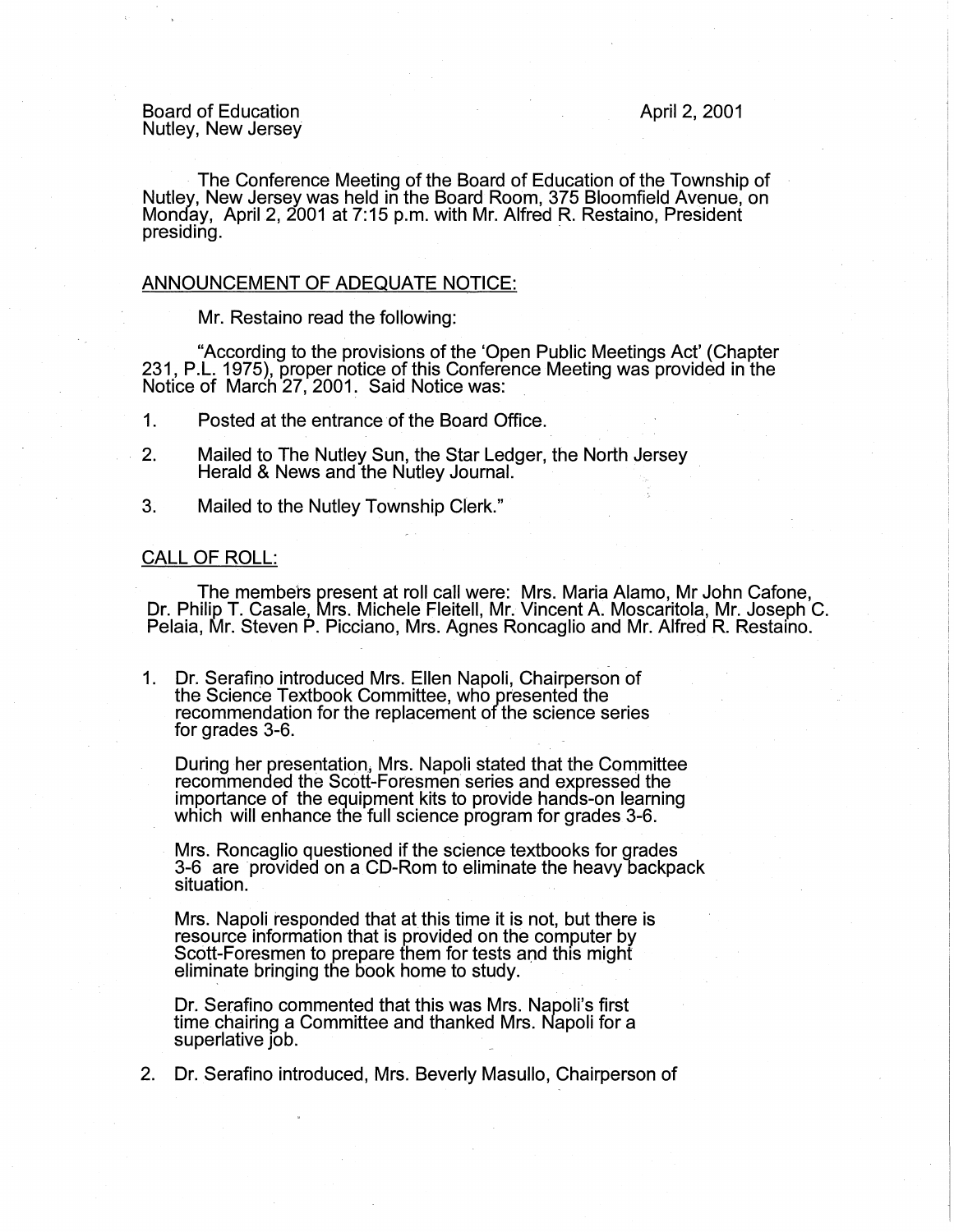Board of Education
Nutley, New Jersey

April 2, 2001

The Conference Meeting of the Board of Education of the Township of Nutley, New Jersey was held in the Board Room, 375 Bloomfield Avenue, on Monday, April 2, 2001 at 7:15 p.m. with Mr. Alfred R. Restaino, President presiding.

## ANNOUNCEMENT OF ADEQUATE NOTICE:

Mr. Restaino read the following:

"According to the provisions of the 'Open Public Meetings Act' (Chapter 231, P.L. 1975), proper notice of this Conference Meeting was provided in the Notice of March 27, 2001. Said Notice was:

1. Posted at the entrance of the Board Office.
2. Mailed to The Nutley Sun, the Star Ledger, the North Jersey Herald & News and the Nutley Journal.
3. Mailed to the Nutley Township Clerk."

## CALL OF ROLL:

The members present at roll call were: Mrs. Maria Alamo, Mr John Cafone, Dr. Philip T. Casale, Mrs. Michele Fleitell, Mr. Vincent A. Moscaritola, Mr. Joseph C. Pelaia, Mr. Steven P. Picciano, Mrs. Agnes Roncaglio and Mr. Alfred R. Restaino.

1. Dr. Serafino introduced Mrs. Ellen Napoli, Chairperson of the Science Textbook Committee, who presented the recommendation for the replacement of the science series for grades 3-6.

   During her presentation, Mrs. Napoli stated that the Committee recommended the Scott-Foresmen series and expressed the importance of the equipment kits to provide hands-on learning which will enhance the full science program for grades 3-6.

   Mrs. Roncaglio questioned if the science textbooks for grades 3-6 are provided on a CD-Rom to eliminate the heavy backpack situation.

   Mrs. Napoli responded that at this time it is not, but there is resource information that is provided on the computer by Scott-Foresmen to prepare them for tests and this might eliminate bringing the book home to study.

   Dr. Serafino commented that this was Mrs. Napoli's first time chairing a Committee and thanked Mrs. Napoli for a superlative job.

2. Dr. Serafino introduced, Mrs. Beverly Masullo, Chairperson of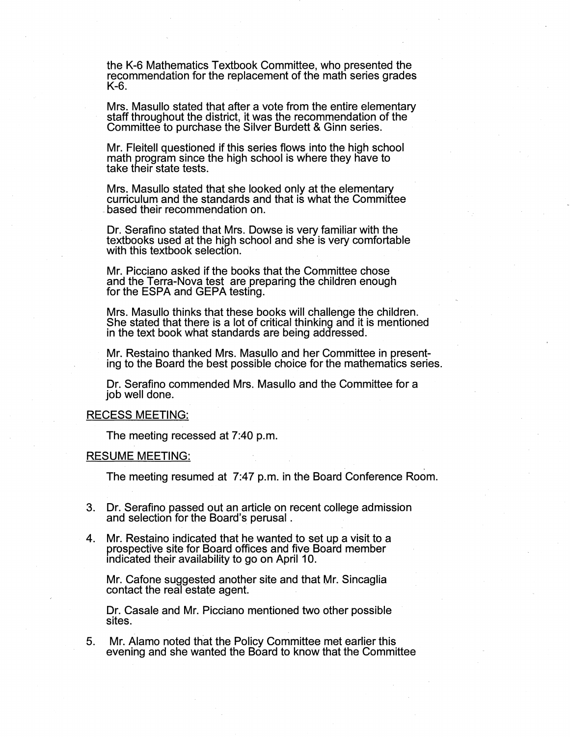the K-6 Mathematics Textbook Committee, who presented the recommendation for the replacement of the math series grades K-6.

Mrs. Masullo stated that after a vote from the entire elementary staff throughout the district, it was the recommendation of the Committee to purchase the Silver Burdett & Ginn series.

Mr. Fleitell questioned if this series flows into the high school math program since the high school is where they have to take their state tests.

Mrs. Masullo stated that she looked only at the elementary curriculum and the standards and that is what the Committee based their recommendation on.

Dr. Serafino stated that Mrs. Dowse is very familiar with the textbooks used at the high school and she is very comfortable with this textbook selection.

Mr. Picciano asked if the books that the Committee chose and the Terra-Nova test are preparing the children enough for the ESPA and GEPA testing.

Mrs. Masullo thinks that these books will challenge the children. She stated that there is a lot of critical thinking and it is mentioned in the text book what standards are being addressed.

Mr. Restaino thanked Mrs. Masullo and her Committee in presenting to the Board the best possible choice for the mathematics series.

Dr. Serafino commended Mrs. Masullo and the Committee for a job well done.

RECESS MEETING:

The meeting recessed at 7:40 p.m.

RESUME MEETING:

The meeting resumed at 7:47 p.m. in the Board Conference Room.

3. Dr. Serafino passed out an article on recent college admission and selection for the Board's perusal .

4. Mr. Restaino indicated that he wanted to set up a visit to a prospective site for Board offices and five Board member indicated their availability to go on April 10.

   Mr. Cafone suggested another site and that Mr. Sincaglia contact the real estate agent.

   Dr. Casale and Mr. Picciano mentioned two other possible sites.

5. Mr. Alamo noted that the Policy Committee met earlier this evening and she wanted the Board to know that the Committee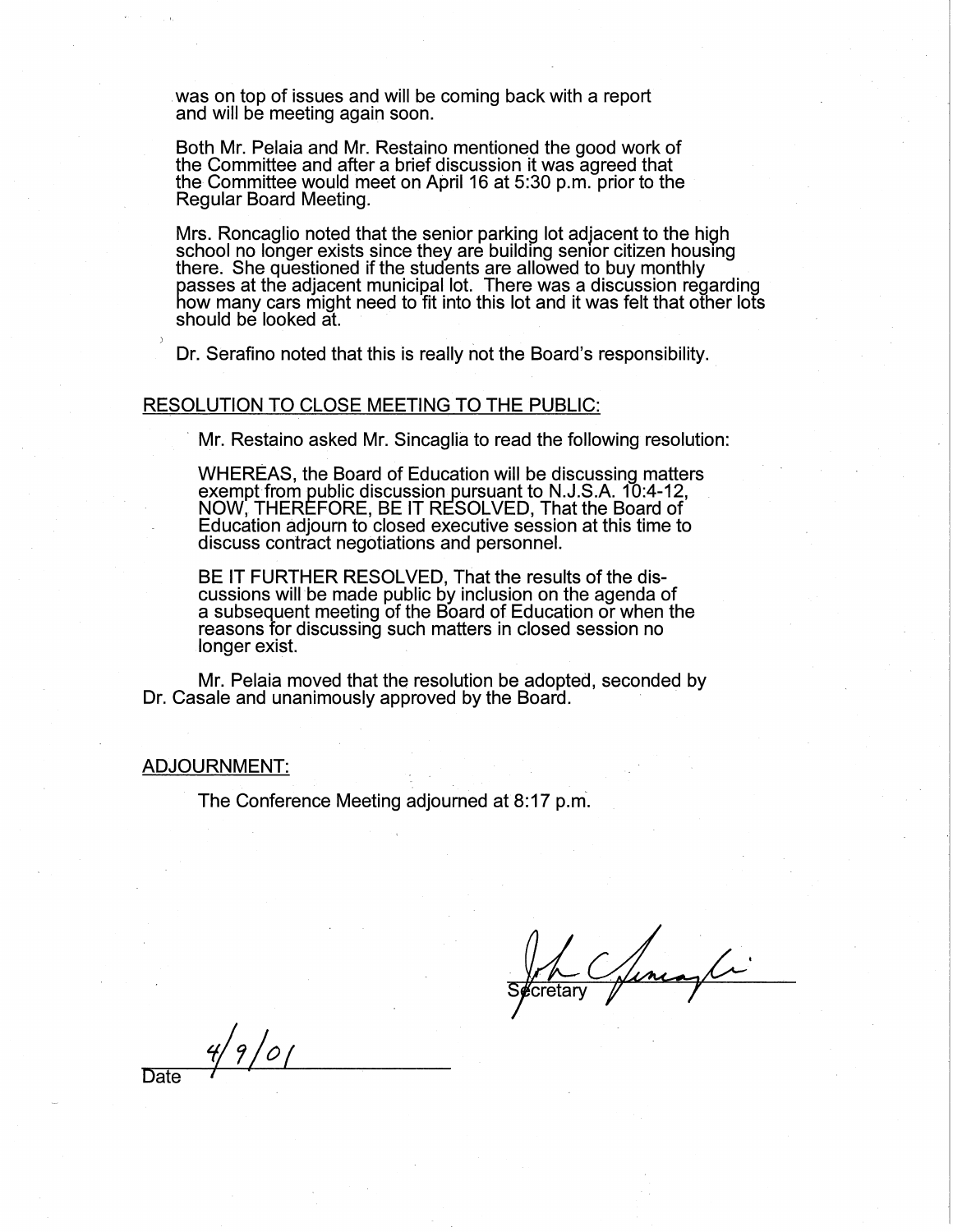was on top of issues and will be coming back with a report and will be meeting again soon.

Both Mr. Pelaia and Mr. Restaino mentioned the good work of the Committee and after a brief discussion it was agreed that the Committee would meet on April 16 at 5:30 p.m. prior to the Regular Board Meeting.

Mrs. Roncaglio noted that the senior parking lot adjacent to the high school no longer exists since they are building senior citizen housing there. She questioned if the students are allowed to buy monthly passes at the adjacent municipal lot. There was a discussion regarding how many cars might need to fit into this lot and it was felt that other lots should be looked at.

Dr. Serafino noted that this is really not the Board's responsibility.

## RESOLUTION TO CLOSE MEETING TO THE PUBLIC:

Mr. Restaino asked Mr. Sincaglia to read the following resolution:

WHEREAS, the Board of Education will be discussing matters exempt from public discussion pursuant to N.J.S.A. 10:4-12, NOW, THEREFORE, BE IT RESOLVED, That the Board of Education adjourn to closed executive session at this time to discuss contract negotiations and personnel.

BE IT FURTHER RESOLVED, That the results of the discussions will be made public by inclusion on the agenda of a subsequent meeting of the Board of Education or when the reasons for discussing such matters in closed session no longer exist.

Mr. Pelaia moved that the resolution be adopted, seconded by Dr. Casale and unanimously approved by the Board.

## ADJOURNMENT:

The Conference Meeting adjourned at 8:17 p.m.

Secretary

Date 4/9/01